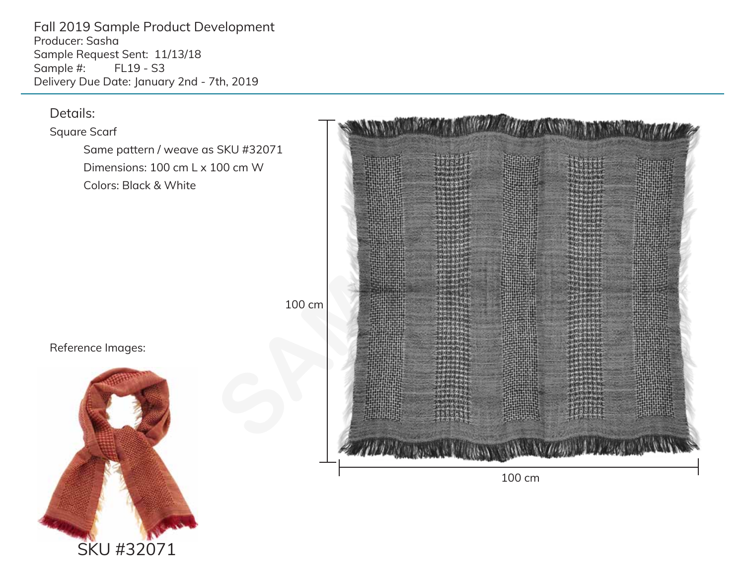Fall 2019 Sample Product Development
Producer: Sasha
Sample Request Sent: 11/13/18
Sample #: FL19 - S3
Delivery Due Date: January 2nd - 7th, 2019

Details:

Square Scarf

- Same pattern / weave as SKU #32071
- Dimensions: 100 cm L x 100 cm W
- Colors: Black & White

100 cm

100 cm

Reference Images:

SKU #32071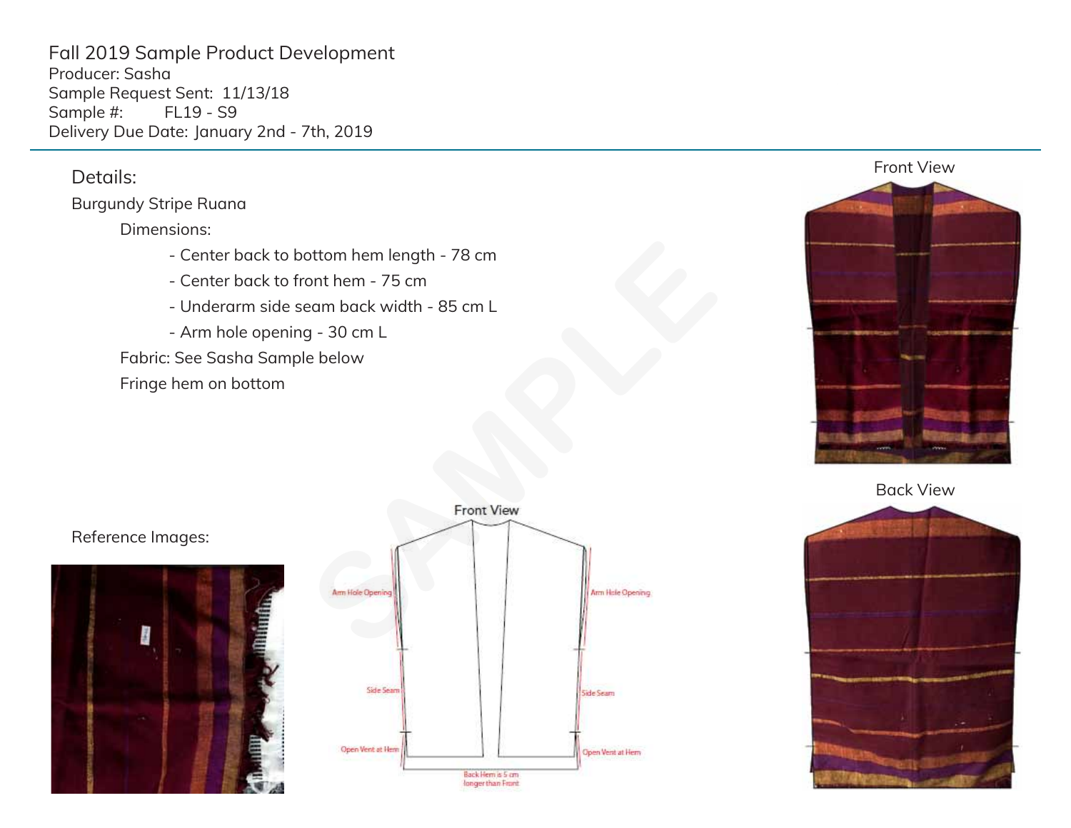Fall 2019 Sample Product Development
Producer: Sasha
Sample Request Sent: 11/13/18
Sample #: FL19 - S9
Delivery Due Date: January 2nd - 7th, 2019

## Details:

Burgundy Stripe Ruana

Dimensions:

- Center back to bottom hem length - 78 cm
- Center back to front hem - 75 cm
- Underarm side seam back width - 85 cm L
- Arm hole opening - 30 cm L

Fabric: See Sasha Sample below

Fringe hem on bottom

Front View

Back View

Reference Images:

Front View

Arm Hole Opening

Arm Hole Opening

Side Seam

Side Seam

Open Vent at Hem

Open Vent at Hem

Back Hem is 5 cm longer than Front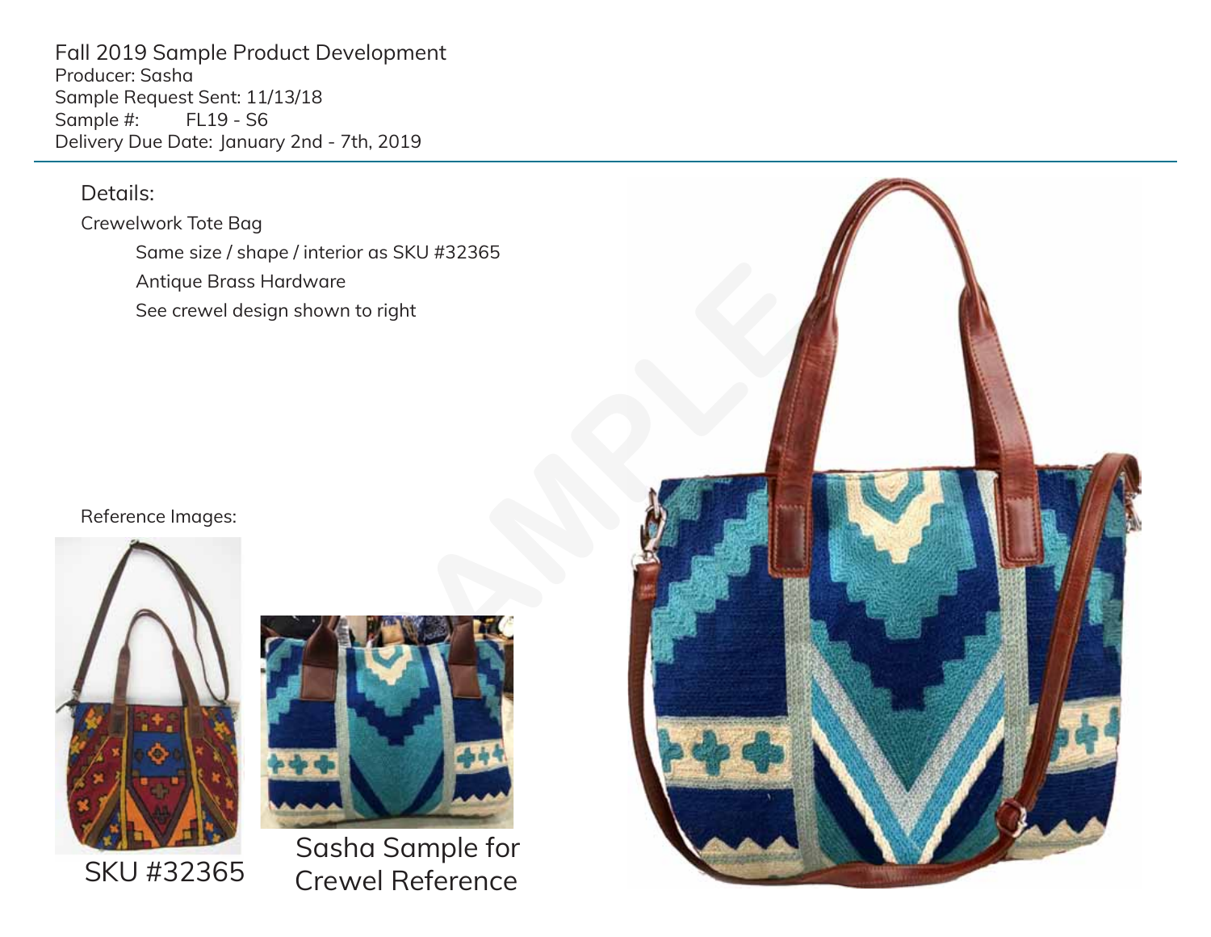Fall 2019 Sample Product Development
Producer: Sasha
Sample Request Sent: 11/13/18
Sample #: FL19 - S6
Delivery Due Date: January 2nd - 7th, 2019

Details:

Crewelwork Tote Bag

- Same size / shape / interior as SKU #32365
- Antique Brass Hardware
- See crewel design shown to right

Reference Images:

SKU #32365

Sasha Sample for Crewel Reference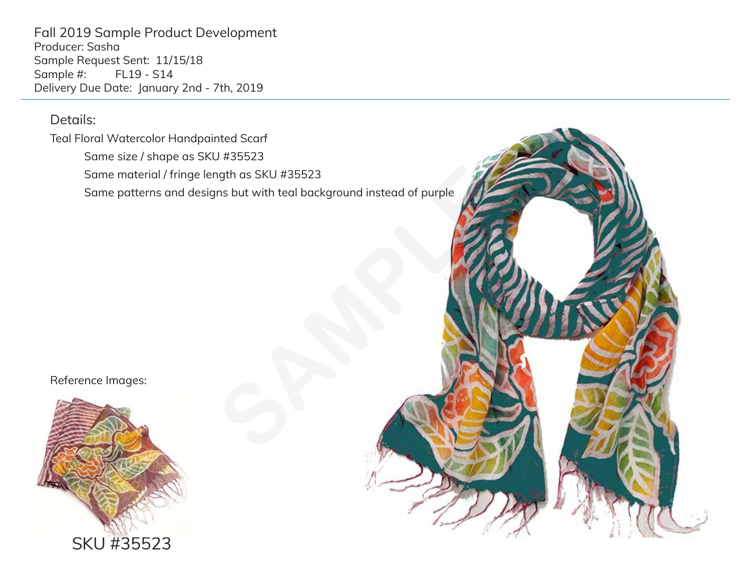Fall 2019 Sample Product Development
Producer: Sasha
Sample Request Sent: 11/15/18
Sample #: FL19 - S14
Delivery Due Date: January 2nd - 7th, 2019

Details:

Teal Floral Watercolor Handpainted Scarf

- Same size / shape as SKU #35523
- Same material / fringe length as SKU #35523
- Same patterns and designs but with teal background instead of purple

Reference Images:

SKU #35523